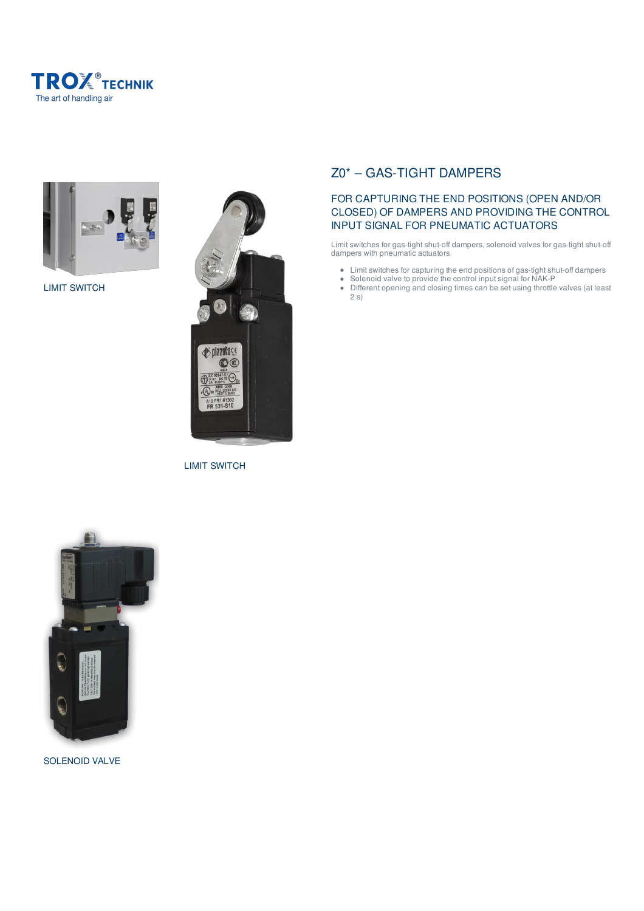TROX® TECHNIK
The art of handling air

LIMIT SWITCH

LIMIT SWITCH

SOLENOID VALVE

# Z0* – GAS-TIGHT DAMPERS

## FOR CAPTURING THE END POSITIONS (OPEN AND/OR CLOSED) OF DAMPERS AND PROVIDING THE CONTROL INPUT SIGNAL FOR PNEUMATIC ACTUATORS

Limit switches for gas-tight shut-off dampers, solenoid valves for gas-tight shut-off dampers with pneumatic actuators

- Limit switches for capturing the end positions of gas-tight shut-off dampers
- Solenoid valve to provide the control input signal for NAK-P
- Different opening and closing times can be set using throttle valves (at least 2 s)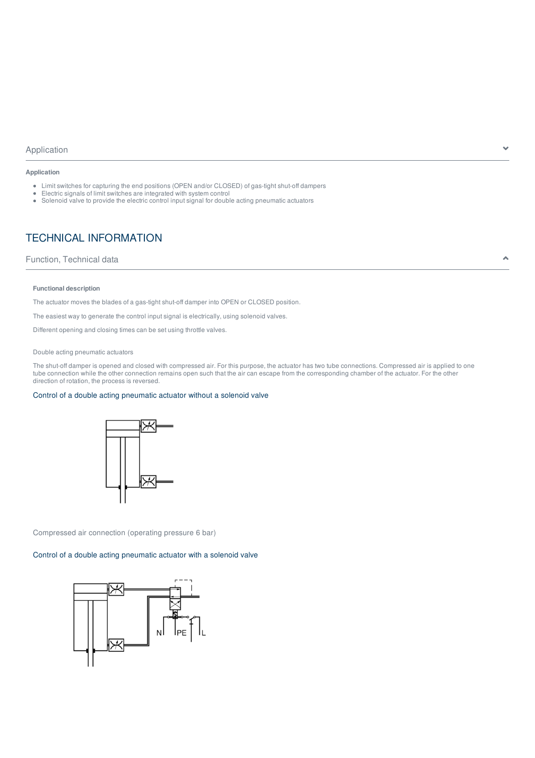## Application

**Application**

- Limit switches for capturing the end positions (OPEN and/or CLOSED) of gas-tight shut-off dampers
- Electric signals of limit switches are integrated with system control
- Solenoid valve to provide the electric control input signal for double acting pneumatic actuators

# TECHNICAL INFORMATION

## Function, Technical data

**Functional description**

The actuator moves the blades of a gas-tight shut-off damper into OPEN or CLOSED position.

The easiest way to generate the control input signal is electrically, using solenoid valves.

Different opening and closing times can be set using throttle valves.

Double acting pneumatic actuators

The shut-off damper is opened and closed with compressed air. For this purpose, the actuator has two tube connections. Compressed air is applied to one tube connection while the other connection remains open such that the air can escape from the corresponding chamber of the actuator. For the other direction of rotation, the process is reversed.

### Control of a double acting pneumatic actuator without a solenoid valve

Compressed air connection (operating pressure 6 bar)

### Control of a double acting pneumatic actuator with a solenoid valve

N PE L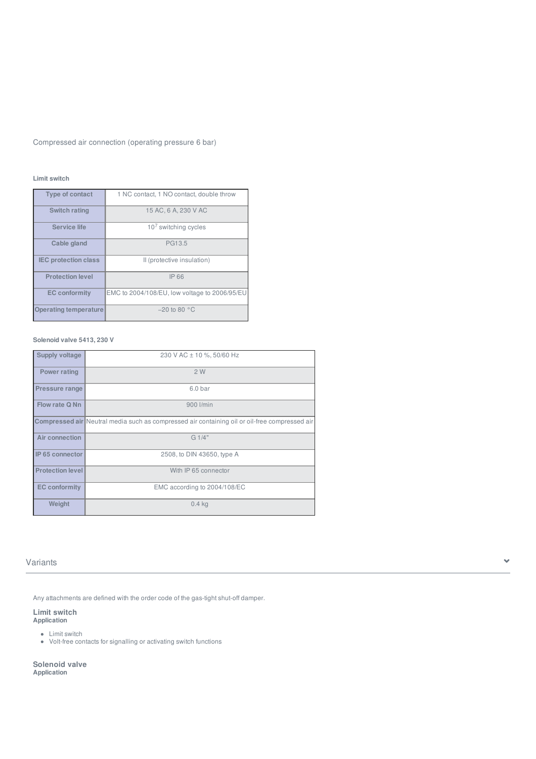Compressed air connection (operating pressure 6 bar)

**Limit switch**

| Type of contact | 1 NC contact, 1 NO contact, double throw |
|---|---|
| Switch rating | 15 AC, 6 A, 230 V AC |
| Service life | $10^7$ switching cycles |
| Cable gland | PG13.5 |
| IEC protection class | II (protective insulation) |
| Protection level | IP 66 |
| EC conformity | EMC to 2004/108/EU, low voltage to 2006/95/EU |
| Operating temperature | –20 to 80 °C |

**Solenoid valve 5413, 230 V**

| Supply voltage | 230 V AC ± 10 %, 50/60 Hz |
|---|---|
| Power rating | 2 W |
| Pressure range | 6.0 bar |
| Flow rate Q Nn | 900 l/min |
| Compressed air | Neutral media such as compressed air containing oil or oil-free compressed air |
| Air connection | G 1/4" |
| IP 65 connector | 2508, to DIN 43650, type A |
| Protection level | With IP 65 connector |
| EC conformity | EMC according to 2004/108/EC |
| Weight | 0.4 kg |

## Variants

Any attachments are defined with the order code of the gas-tight shut-off damper.

### Limit switch

**Application**

- Limit switch
- Volt-free contacts for signalling or activating switch functions

### Solenoid valve

**Application**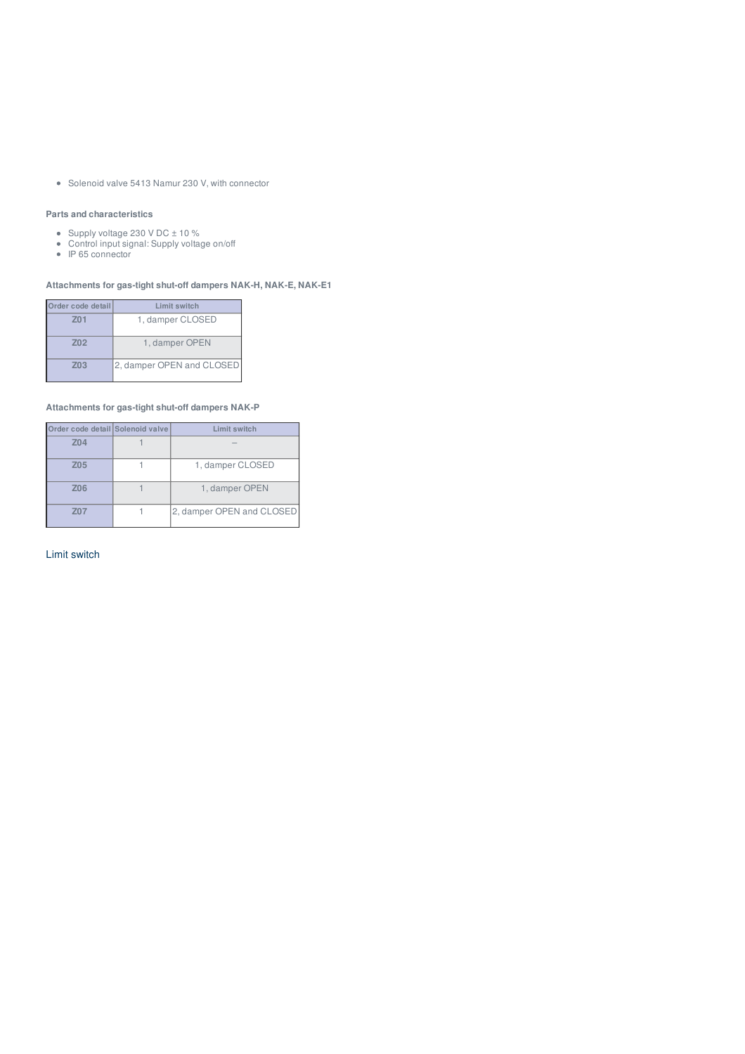- Solenoid valve 5413 Namur 230 V, with connector

#### Parts and characteristics

- Supply voltage 230 V DC ± 10 %
- Control input signal: Supply voltage on/off
- IP 65 connector

#### Attachments for gas-tight shut-off dampers NAK-H, NAK-E, NAK-E1

| Order code detail | Limit switch |
|---|---|
| Z01 | 1, damper CLOSED |
| Z02 | 1, damper OPEN |
| Z03 | 2, damper OPEN and CLOSED |

#### Attachments for gas-tight shut-off dampers NAK-P

| Order code detail | Solenoid valve | Limit switch |
|---|---|---|
| Z04 | 1 | – |
| Z05 | 1 | 1, damper CLOSED |
| Z06 | 1 | 1, damper OPEN |
| Z07 | 1 | 2, damper OPEN and CLOSED |

### Limit switch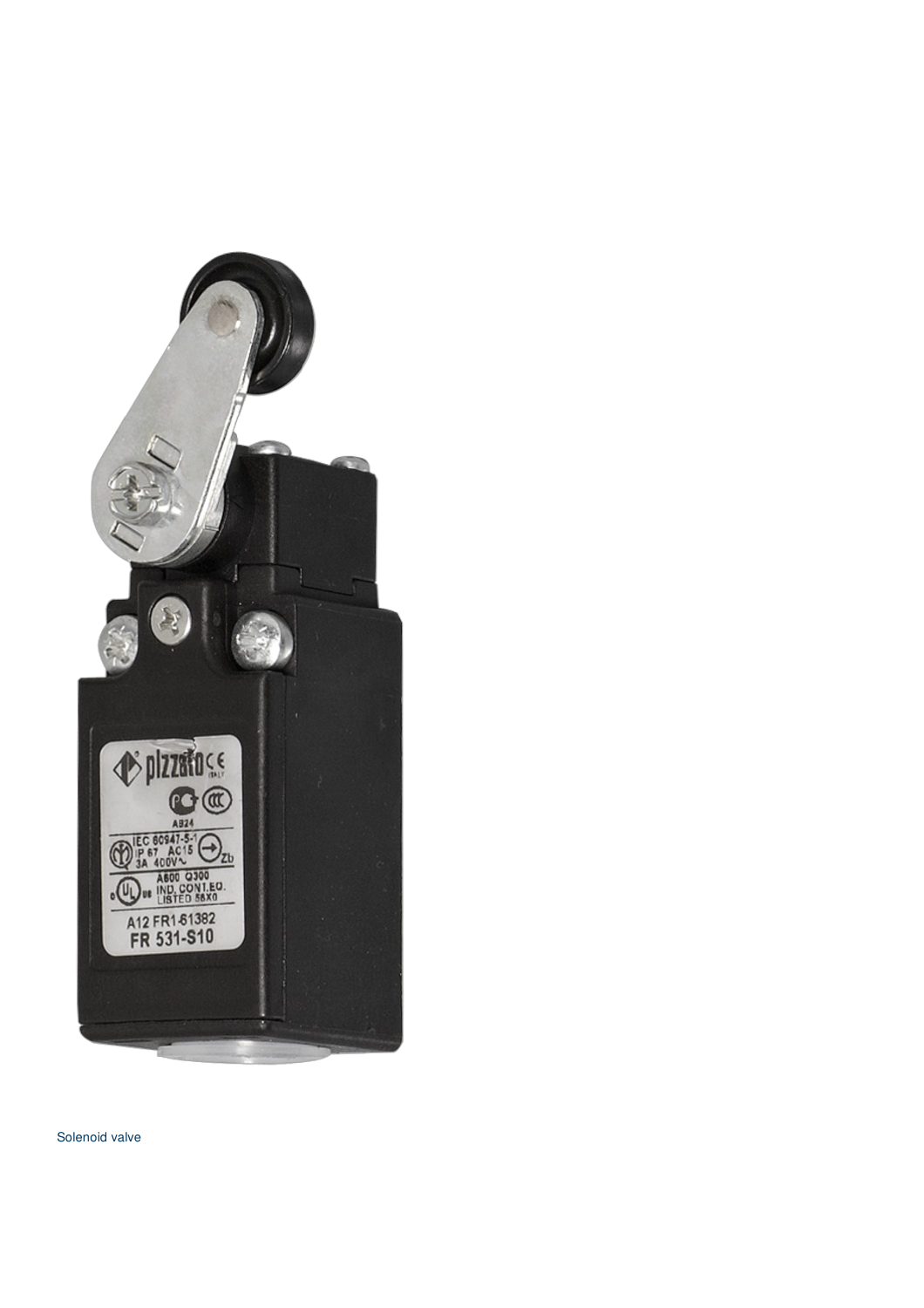Solenoid valve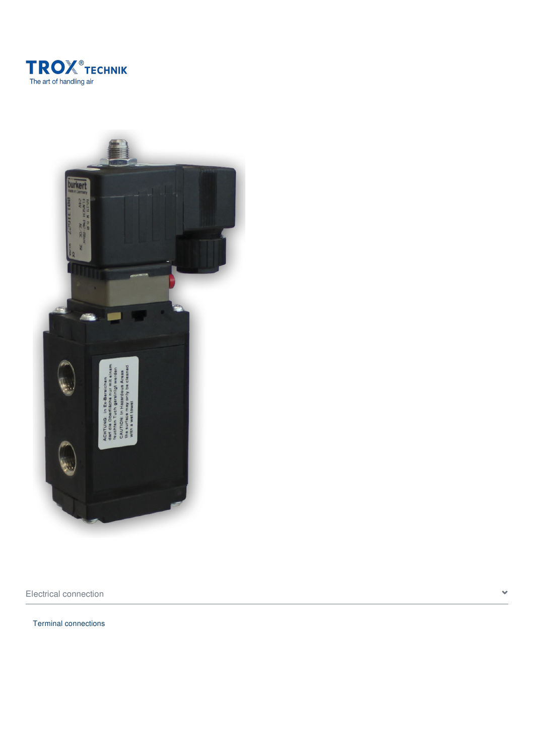Electrical connection

Terminal connections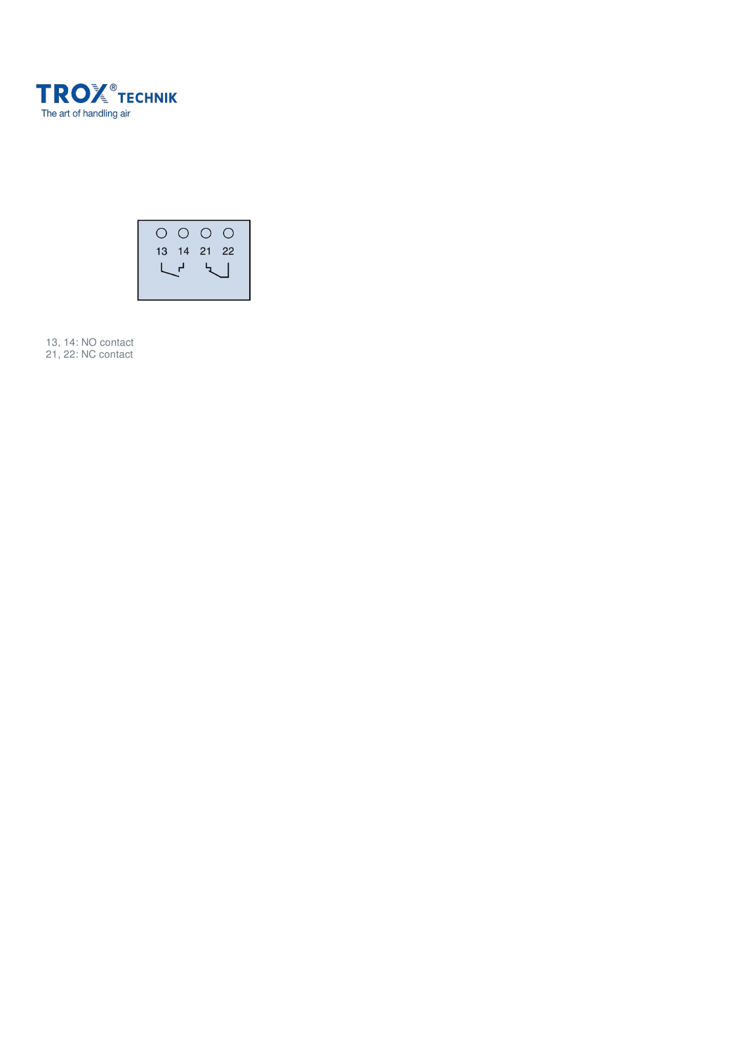13 14 21 22

13, 14: NO contact
21, 22: NC contact